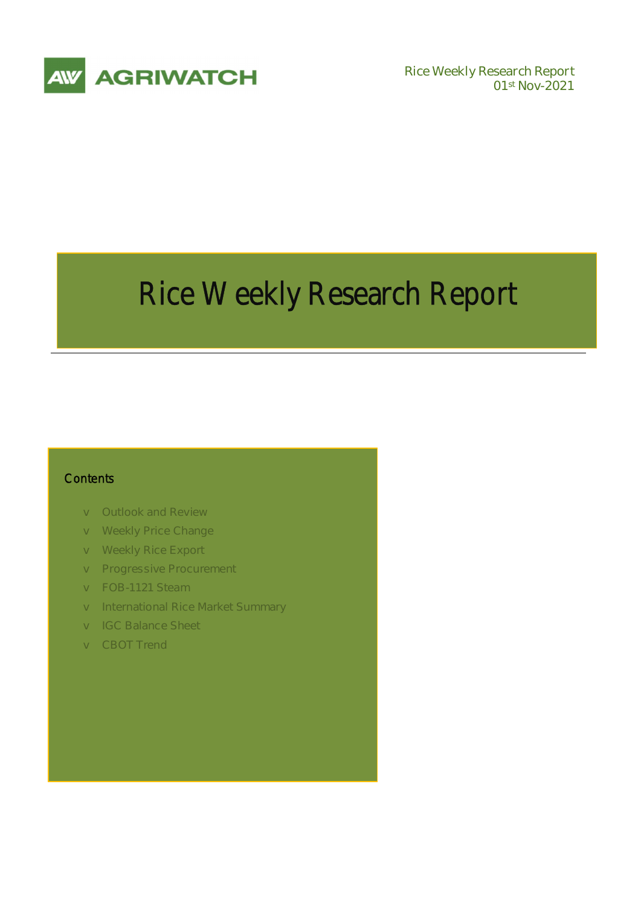AGRIWATCH

Rice Weekly Research Report
01st Nov-2021

# Rice Weekly Research Report

## Contents

- Outlook and Review
- Weekly Price Change
- Weekly Rice Export
- Progressive Procurement
- FOB-1121 Steam
- International Rice Market Summary
- IGC Balance Sheet
- CBOT Trend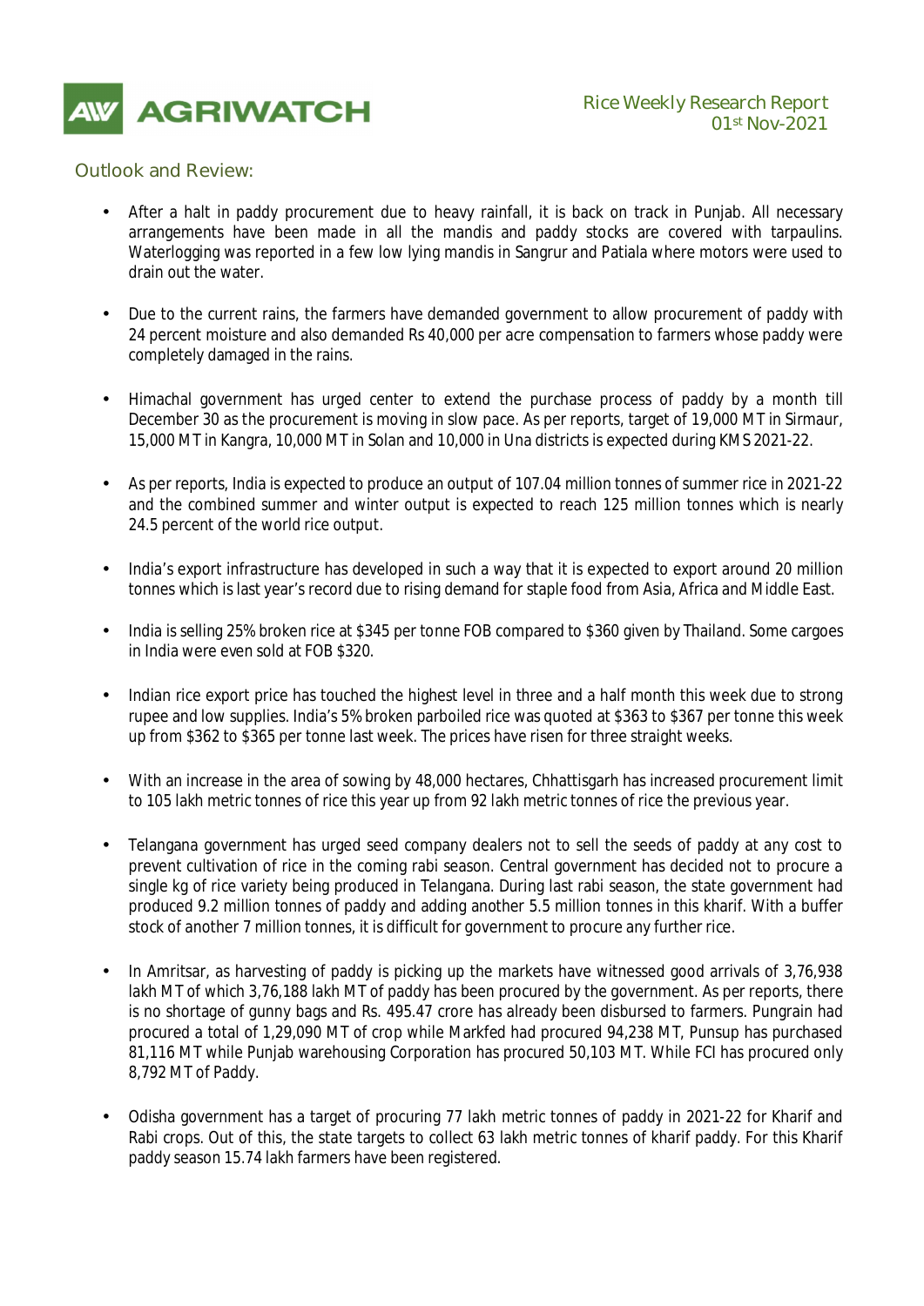## Outlook and Review:

- After a halt in paddy procurement due to heavy rainfall, it is back on track in Punjab. All necessary arrangements have been made in all the mandis and paddy stocks are covered with tarpaulins. Waterlogging was reported in a few low lying mandis in Sangrur and Patiala where motors were used to drain out the water.

- Due to the current rains, the farmers have demanded government to allow procurement of paddy with 24 percent moisture and also demanded Rs 40,000 per acre compensation to farmers whose paddy were completely damaged in the rains.

- Himachal government has urged center to extend the purchase process of paddy by a month till December 30 as the procurement is moving in slow pace. As per reports, target of 19,000 MT in Sirmaur, 15,000 MT in Kangra, 10,000 MT in Solan and 10,000 in Una districts is expected during KMS 2021-22.

- As per reports, India is expected to produce an output of 107.04 million tonnes of summer rice in 2021-22 and the combined summer and winter output is expected to reach 125 million tonnes which is nearly 24.5 percent of the world rice output.

- India's export infrastructure has developed in such a way that it is expected to export around 20 million tonnes which is last year's record due to rising demand for staple food from Asia, Africa and Middle East.

- India is selling 25% broken rice at $345 per tonne FOB compared to $360 given by Thailand. Some cargoes in India were even sold at FOB $320.

- Indian rice export price has touched the highest level in three and a half month this week due to strong rupee and low supplies. India's 5% broken parboiled rice was quoted at $363 to $367 per tonne this week up from $362 to $365 per tonne last week. The prices have risen for three straight weeks.

- With an increase in the area of sowing by 48,000 hectares, Chhattisgarh has increased procurement limit to 105 lakh metric tonnes of rice this year up from 92 lakh metric tonnes of rice the previous year.

- Telangana government has urged seed company dealers not to sell the seeds of paddy at any cost to prevent cultivation of rice in the coming rabi season. Central government has decided not to procure a single kg of rice variety being produced in Telangana. During last rabi season, the state government had produced 9.2 million tonnes of paddy and adding another 5.5 million tonnes in this kharif. With a buffer stock of another 7 million tonnes, it is difficult for government to procure any further rice.

- In Amritsar, as harvesting of paddy is picking up the markets have witnessed good arrivals of 3,76,938 lakh MT of which 3,76,188 lakh MT of paddy has been procured by the government. As per reports, there is no shortage of gunny bags and Rs. 495.47 crore has already been disbursed to farmers. Pungrain had procured a total of 1,29,090 MT of crop while Markfed had procured 94,238 MT, Punsup has purchased 81,116 MT while Punjab warehousing Corporation has procured 50,103 MT. While FCI has procured only 8,792 MT of Paddy.

- Odisha government has a target of procuring 77 lakh metric tonnes of paddy in 2021-22 for Kharif and Rabi crops. Out of this, the state targets to collect 63 lakh metric tonnes of kharif paddy. For this Kharif paddy season 15.74 lakh farmers have been registered.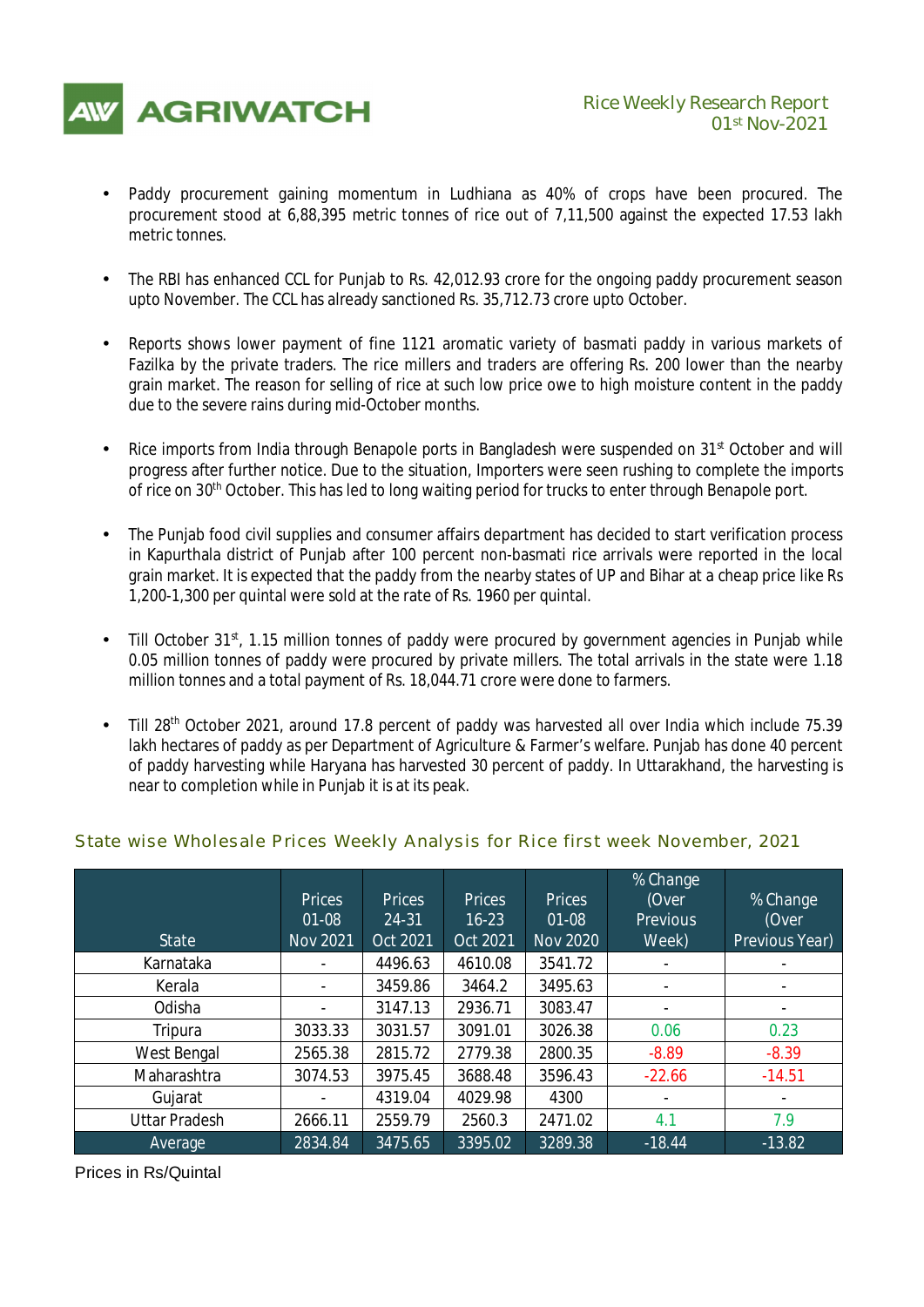- Paddy procurement gaining momentum in Ludhiana as 40% of crops have been procured. The procurement stood at 6,88,395 metric tonnes of rice out of 7,11,500 against the expected 17.53 lakh metric tonnes.

- The RBI has enhanced CCL for Punjab to Rs. 42,012.93 crore for the ongoing paddy procurement season upto November. The CCL has already sanctioned Rs. 35,712.73 crore upto October.

- Reports shows lower payment of fine 1121 aromatic variety of basmati paddy in various markets of Fazilka by the private traders. The rice millers and traders are offering Rs. 200 lower than the nearby grain market. The reason for selling of rice at such low price owe to high moisture content in the paddy due to the severe rains during mid-October months.

- Rice imports from India through Benapole ports in Bangladesh were suspended on 31st October and will progress after further notice. Due to the situation, Importers were seen rushing to complete the imports of rice on 30th October. This has led to long waiting period for trucks to enter through Benapole port.

- The Punjab food civil supplies and consumer affairs department has decided to start verification process in Kapurthala district of Punjab after 100 percent non-basmati rice arrivals were reported in the local grain market. It is expected that the paddy from the nearby states of UP and Bihar at a cheap price like Rs 1,200-1,300 per quintal were sold at the rate of Rs. 1960 per quintal.

- Till October 31st, 1.15 million tonnes of paddy were procured by government agencies in Punjab while 0.05 million tonnes of paddy were procured by private millers. The total arrivals in the state were 1.18 million tonnes and a total payment of Rs. 18,044.71 crore were done to farmers.

- Till 28th October 2021, around 17.8 percent of paddy was harvested all over India which include 75.39 lakh hectares of paddy as per Department of Agriculture & Farmer's welfare. Punjab has done 40 percent of paddy harvesting while Haryana has harvested 30 percent of paddy. In Uttarakhand, the harvesting is near to completion while in Punjab it is at its peak.

## State wise Wholesale Prices Weekly Analysis for Rice first week November, 2021

| State | Prices 01-08 Nov 2021 | Prices 24-31 Oct 2021 | Prices 16-23 Oct 2021 | Prices 01-08 Nov 2020 | % Change (Over Previous Week) | % Change (Over Previous Year) |
|---|---|---|---|---|---|---|
| Karnataka | - | 4496.63 | 4610.08 | 3541.72 | - | - |
| Kerala | - | 3459.86 | 3464.2 | 3495.63 | - | - |
| Odisha | - | 3147.13 | 2936.71 | 3083.47 | - | - |
| Tripura | 3033.33 | 3031.57 | 3091.01 | 3026.38 | 0.06 | 0.23 |
| West Bengal | 2565.38 | 2815.72 | 2779.38 | 2800.35 | -8.89 | -8.39 |
| Maharashtra | 3074.53 | 3975.45 | 3688.48 | 3596.43 | -22.66 | -14.51 |
| Gujarat | - | 4319.04 | 4029.98 | 4300 | - | - |
| Uttar Pradesh | 2666.11 | 2559.79 | 2560.3 | 2471.02 | 4.1 | 7.9 |
| Average | 2834.84 | 3475.65 | 3395.02 | 3289.38 | -18.44 | -13.82 |

Prices in Rs/Quintal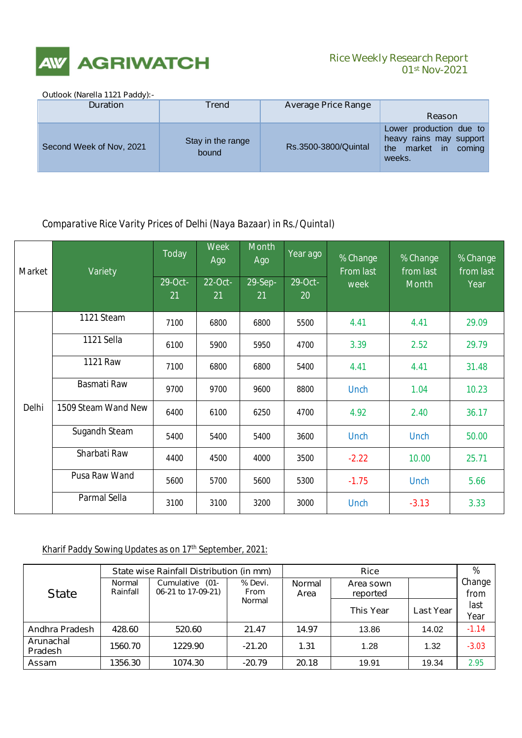Outlook (Narella 1121 Paddy):-

| Duration | Trend | Average Price Range | Reason |
|---|---|---|---|
| Second Week of Nov, 2021 | Stay in the range bound | Rs.3500-3800/Quintal | Lower production due to heavy rains may support the market in coming weeks. |

## Comparative Rice Varity Prices of Delhi (Naya Bazaar) in Rs./Quintal)

| Market | Variety | Today | Week Ago | Month Ago | Year ago | % Change From last week | % Change from last Month | % Change from last Year |
|---|---|---|---|---|---|---|---|---|
| | | 29-Oct-21 | 22-Oct-21 | 29-Sep-21 | 29-Oct-20 | | | |
| Delhi | 1121 Steam | 7100 | 6800 | 6800 | 5500 | 4.41 | 4.41 | 29.09 |
| | 1121 Sella | 6100 | 5900 | 5950 | 4700 | 3.39 | 2.52 | 29.79 |
| | 1121 Raw | 7100 | 6800 | 6800 | 5400 | 4.41 | 4.41 | 31.48 |
| | Basmati Raw | 9700 | 9700 | 9600 | 8800 | Unch | 1.04 | 10.23 |
| | 1509 Steam Wand New | 6400 | 6100 | 6250 | 4700 | 4.92 | 2.40 | 36.17 |
| | Sugandh Steam | 5400 | 5400 | 5400 | 3600 | Unch | Unch | 50.00 |
| | Sharbati Raw | 4400 | 4500 | 4000 | 3500 | -2.22 | 10.00 | 25.71 |
| | Pusa Raw Wand | 5600 | 5700 | 5600 | 5300 | -1.75 | Unch | 5.66 |
| | Parmal Sella | 3100 | 3100 | 3200 | 3000 | Unch | -3.13 | 3.33 |

## Kharif Paddy Sowing Updates as on 17th September, 2021:

| State | State wise Rainfall Distribution (in mm) | | | Rice | | | % Change from last Year |
|---|---|---|---|---|---|---|---|
| | Normal Rainfall | Cumulative (01-06-21 to 17-09-21) | % Devi. From Normal | Normal Area | Area sown reported | | |
| | | | | | This Year | Last Year | |
| Andhra Pradesh | 428.60 | 520.60 | 21.47 | 14.97 | 13.86 | 14.02 | -1.14 |
| Arunachal Pradesh | 1560.70 | 1229.90 | -21.20 | 1.31 | 1.28 | 1.32 | -3.03 |
| Assam | 1356.30 | 1074.30 | -20.79 | 20.18 | 19.91 | 19.34 | 2.95 |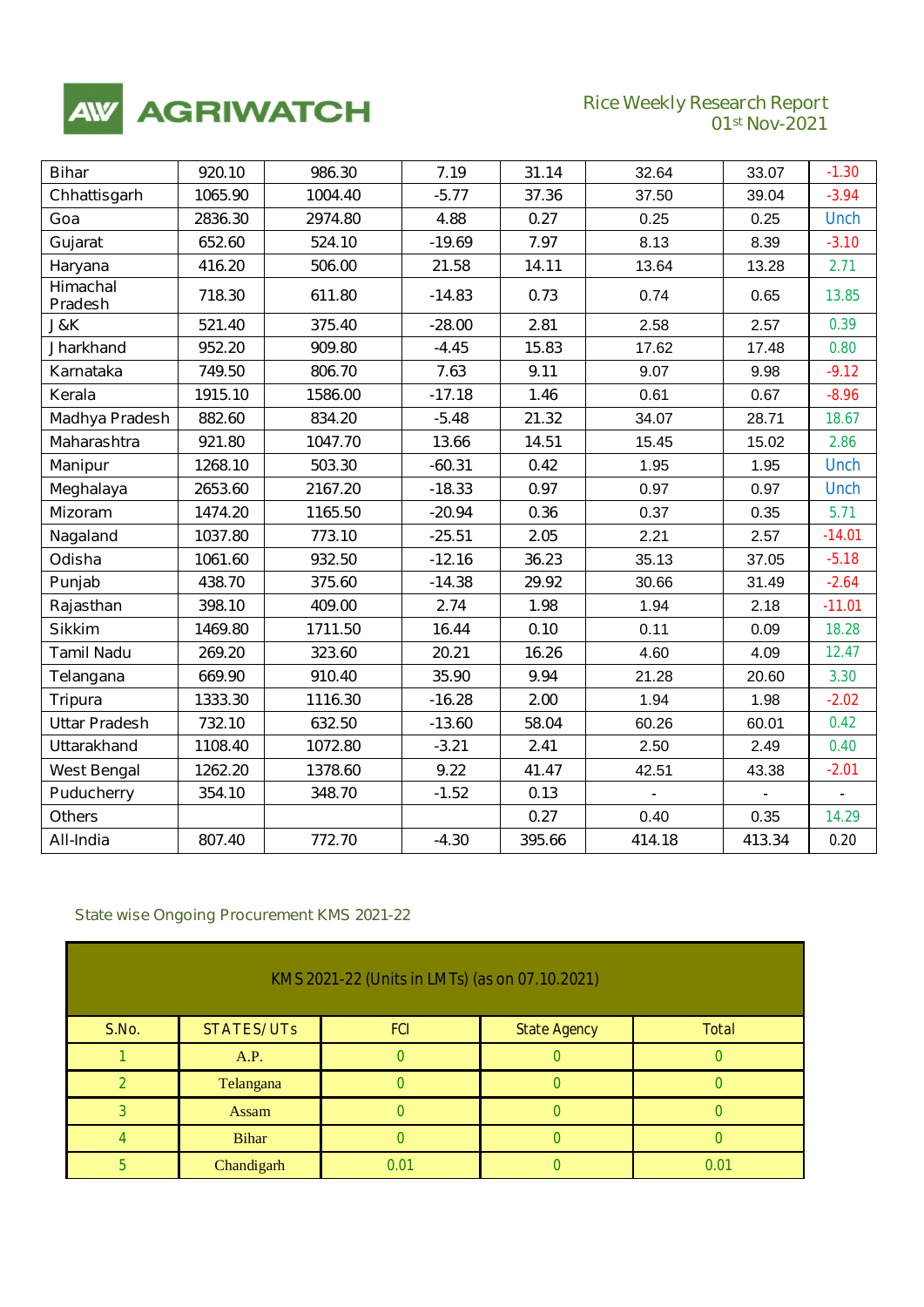| Bihar | 920.10 | 986.30 | 7.19 | 31.14 | 32.64 | 33.07 | -1.30 |
|---|---|---|---|---|---|---|---|
| Chhattisgarh | 1065.90 | 1004.40 | -5.77 | 37.36 | 37.50 | 39.04 | -3.94 |
| Goa | 2836.30 | 2974.80 | 4.88 | 0.27 | 0.25 | 0.25 | Unch |
| Gujarat | 652.60 | 524.10 | -19.69 | 7.97 | 8.13 | 8.39 | -3.10 |
| Haryana | 416.20 | 506.00 | 21.58 | 14.11 | 13.64 | 13.28 | 2.71 |
| Himachal Pradesh | 718.30 | 611.80 | -14.83 | 0.73 | 0.74 | 0.65 | 13.85 |
| J&K | 521.40 | 375.40 | -28.00 | 2.81 | 2.58 | 2.57 | 0.39 |
| Jharkhand | 952.20 | 909.80 | -4.45 | 15.83 | 17.62 | 17.48 | 0.80 |
| Karnataka | 749.50 | 806.70 | 7.63 | 9.11 | 9.07 | 9.98 | -9.12 |
| Kerala | 1915.10 | 1586.00 | -17.18 | 1.46 | 0.61 | 0.67 | -8.96 |
| Madhya Pradesh | 882.60 | 834.20 | -5.48 | 21.32 | 34.07 | 28.71 | 18.67 |
| Maharashtra | 921.80 | 1047.70 | 13.66 | 14.51 | 15.45 | 15.02 | 2.86 |
| Manipur | 1268.10 | 503.30 | -60.31 | 0.42 | 1.95 | 1.95 | Unch |
| Meghalaya | 2653.60 | 2167.20 | -18.33 | 0.97 | 0.97 | 0.97 | Unch |
| Mizoram | 1474.20 | 1165.50 | -20.94 | 0.36 | 0.37 | 0.35 | 5.71 |
| Nagaland | 1037.80 | 773.10 | -25.51 | 2.05 | 2.21 | 2.57 | -14.01 |
| Odisha | 1061.60 | 932.50 | -12.16 | 36.23 | 35.13 | 37.05 | -5.18 |
| Punjab | 438.70 | 375.60 | -14.38 | 29.92 | 30.66 | 31.49 | -2.64 |
| Rajasthan | 398.10 | 409.00 | 2.74 | 1.98 | 1.94 | 2.18 | -11.01 |
| Sikkim | 1469.80 | 1711.50 | 16.44 | 0.10 | 0.11 | 0.09 | 18.28 |
| Tamil Nadu | 269.20 | 323.60 | 20.21 | 16.26 | 4.60 | 4.09 | 12.47 |
| Telangana | 669.90 | 910.40 | 35.90 | 9.94 | 21.28 | 20.60 | 3.30 |
| Tripura | 1333.30 | 1116.30 | -16.28 | 2.00 | 1.94 | 1.98 | -2.02 |
| Uttar Pradesh | 732.10 | 632.50 | -13.60 | 58.04 | 60.26 | 60.01 | 0.42 |
| Uttarakhand | 1108.40 | 1072.80 | -3.21 | 2.41 | 2.50 | 2.49 | 0.40 |
| West Bengal | 1262.20 | 1378.60 | 9.22 | 41.47 | 42.51 | 43.38 | -2.01 |
| Puducherry | 354.10 | 348.70 | -1.52 | 0.13 | - | - | - |
| Others | | | | 0.27 | 0.40 | 0.35 | 14.29 |
| All-India | 807.40 | 772.70 | -4.30 | 395.66 | 414.18 | 413.34 | 0.20 |

State wise Ongoing Procurement KMS 2021-22

| KMS 2021-22 (Units in LMTs) (as on 07.10.2021) | | | | |
|---|---|---|---|---|
| S.No. | STATES/UTs | FCI | State Agency | Total |
| 1 | A.P. | 0 | 0 | 0 |
| 2 | Telangana | 0 | 0 | 0 |
| 3 | Assam | 0 | 0 | 0 |
| 4 | Bihar | 0 | 0 | 0 |
| 5 | Chandigarh | 0.01 | 0 | 0.01 |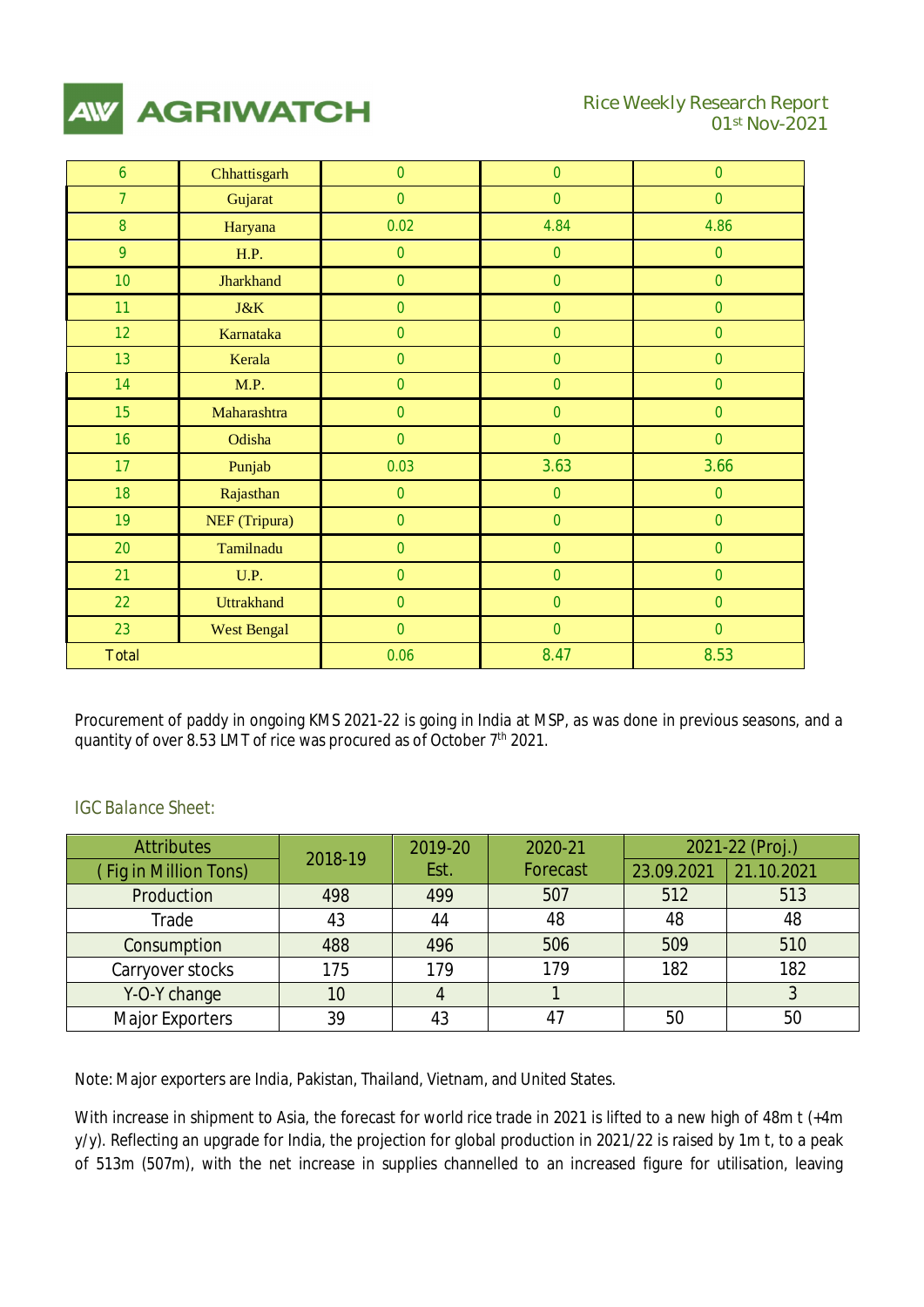| 6 | Chhattisgarh | 0 | 0 | 0 |
|---|---|---|---|---|
| 7 | Gujarat | 0 | 0 | 0 |
| 8 | Haryana | 0.02 | 4.84 | 4.86 |
| 9 | H.P. | 0 | 0 | 0 |
| 10 | Jharkhand | 0 | 0 | 0 |
| 11 | J&K | 0 | 0 | 0 |
| 12 | Karnataka | 0 | 0 | 0 |
| 13 | Kerala | 0 | 0 | 0 |
| 14 | M.P. | 0 | 0 | 0 |
| 15 | Maharashtra | 0 | 0 | 0 |
| 16 | Odisha | 0 | 0 | 0 |
| 17 | Punjab | 0.03 | 3.63 | 3.66 |
| 18 | Rajasthan | 0 | 0 | 0 |
| 19 | NEF (Tripura) | 0 | 0 | 0 |
| 20 | Tamilnadu | 0 | 0 | 0 |
| 21 | U.P. | 0 | 0 | 0 |
| 22 | Uttrakhand | 0 | 0 | 0 |
| 23 | West Bengal | 0 | 0 | 0 |
| Total | | 0.06 | 8.47 | 8.53 |

Procurement of paddy in ongoing KMS 2021-22 is going in India at MSP, as was done in previous seasons, and a quantity of over 8.53 LMT of rice was procured as of October 7th 2021.

*IGC Balance Sheet:*

| Attributes | 2018-19 | 2019-20 | 2020-21 | 2021-22 (Proj.) | |
|---|---|---|---|---|---|
| ( Fig in Million Tons) | | Est. | Forecast | 23.09.2021 | 21.10.2021 |
| Production | 498 | 499 | 507 | 512 | 513 |
| Trade | 43 | 44 | 48 | 48 | 48 |
| Consumption | 488 | 496 | 506 | 509 | 510 |
| Carryover stocks | 175 | 179 | 179 | 182 | 182 |
| Y-O-Y change | 10 | 4 | 1 | | 3 |
| Major Exporters | 39 | 43 | 47 | 50 | 50 |

Note: Major exporters are India, Pakistan, Thailand, Vietnam, and United States.

With increase in shipment to Asia, the forecast for world rice trade in 2021 is lifted to a new high of 48m t (+4m y/y). Reflecting an upgrade for India, the projection for global production in 2021/22 is raised by 1m t, to a peak of 513m (507m), with the net increase in supplies channelled to an increased figure for utilisation, leaving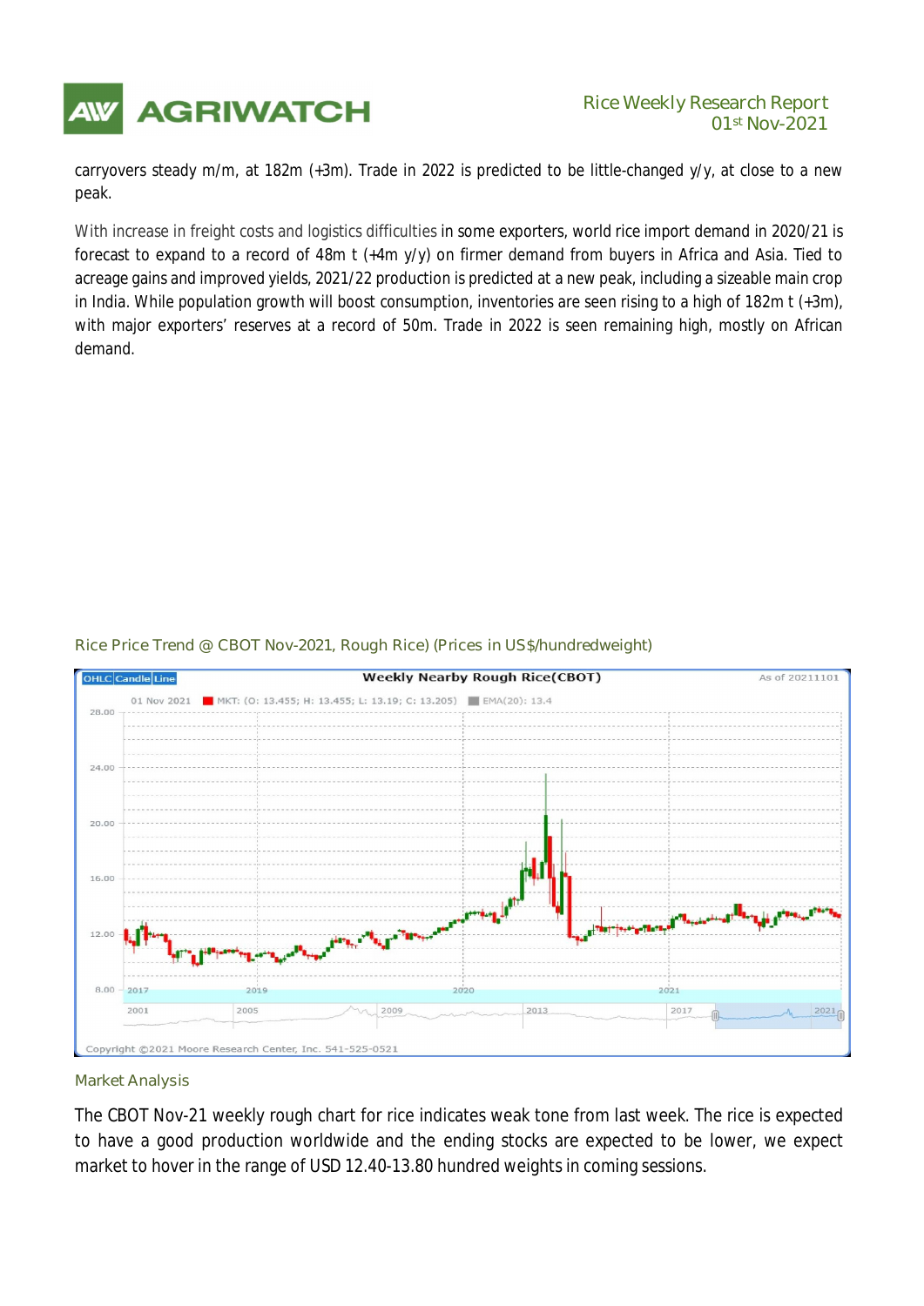carryovers steady m/m, at 182m (+3m). Trade in 2022 is predicted to be little-changed y/y, at close to a new peak.

With increase in freight costs and logistics difficulties in some exporters, world rice import demand in 2020/21 is forecast to expand to a record of 48m t (+4m y/y) on firmer demand from buyers in Africa and Asia. Tied to acreage gains and improved yields, 2021/22 production is predicted at a new peak, including a sizeable main crop in India. While population growth will boost consumption, inventories are seen rising to a high of 182m t (+3m), with major exporters' reserves at a record of 50m. Trade in 2022 is seen remaining high, mostly on African demand.

Rice Price Trend @ CBOT Nov-2021, Rough Rice) (Prices in US$/hundredweight)

## Market Analysis

The CBOT Nov-21 weekly rough chart for rice indicates weak tone from last week. The rice is expected to have a good production worldwide and the ending stocks are expected to be lower, we expect market to hover in the range of USD 12.40-13.80 hundred weights in coming sessions.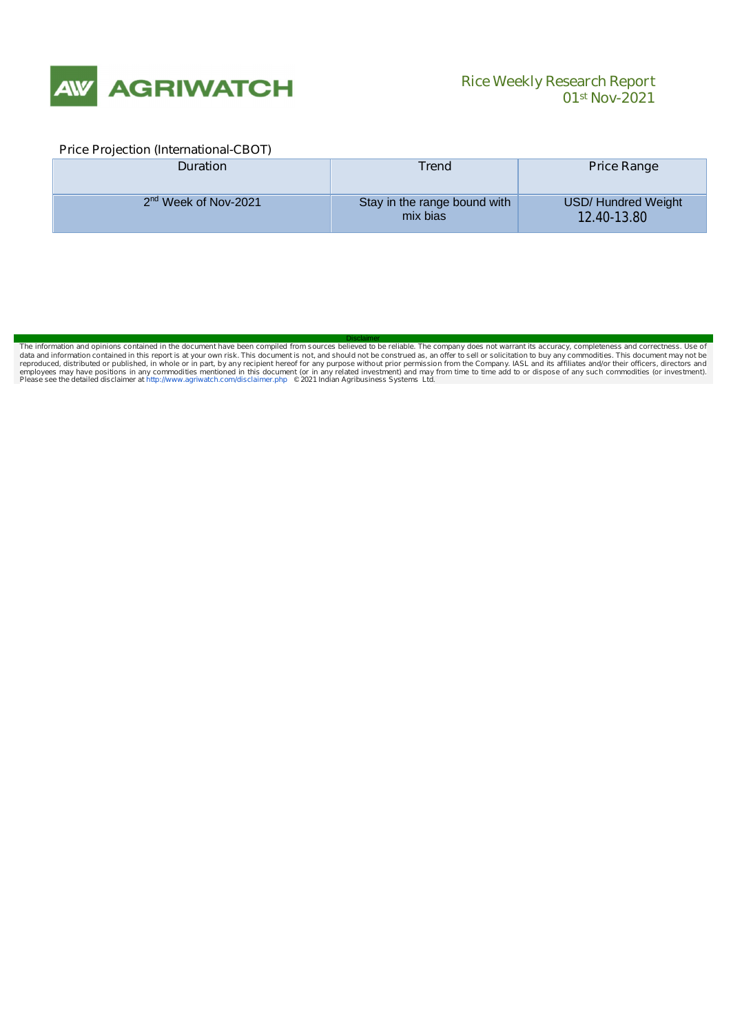Price Projection (International-CBOT)

| Duration | Trend | Price Range |
|---|---|---|
| 2nd Week of Nov-2021 | Stay in the range bound with mix bias | USD/ Hundred Weight 12.40-13.80 |

Disclaimer

The information and opinions contained in the document have been compiled from sources believed to be reliable. The company does not warrant its accuracy, completeness and correctness. Use of data and information contained in this report is at your own risk. This document is not, and should not be construed as, an offer to sell or solicitation to buy any commodities. This document may not be reproduced, distributed or published, in whole or in part, by any recipient hereof for any purpose without prior permission from the Company. IASL and its affiliates and/or their officers, directors and employees may have positions in any commodities mentioned in this document (or in any related investment) and may from time to time add to or dispose of any such commodities (or investment). Please see the detailed disclaimer at http://www.agriwatch.com/disclaimer.php © 2021 Indian Agribusiness Systems Ltd.